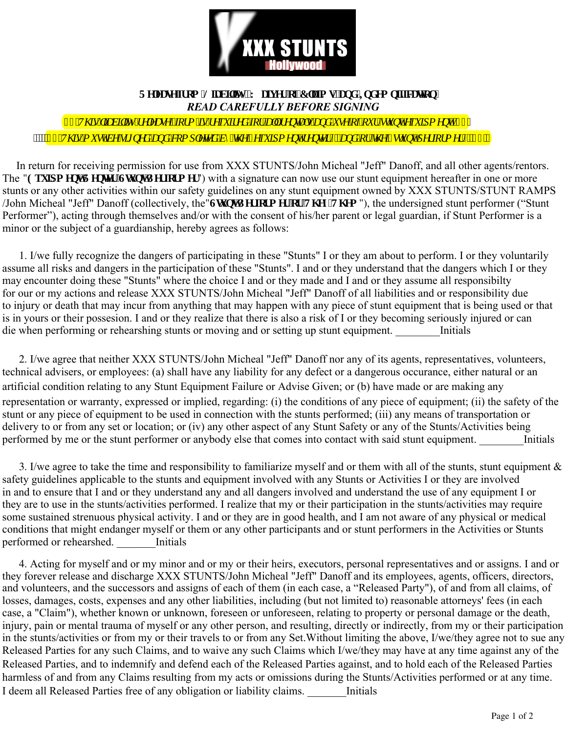# 5 HOHDVHIURP /LDELOLW\ :DLYHURI&ODLPVDQG,QGHPQLILFDWLRQ

*READ CAREFULLY BEFORE SIGNING*

ÿÿ7KLVOLDELOLW\UHOHDVHIURPLVUHTXLUHGIRUDOOUHQWDOVDQGXVHRIRXUVWXQWHTXLSPHQWÿÿ

ÿÿÿÿÿ7KLVPXVWEHVLJQHGDQGFRPSOHWHGE\WKHHTXLSPHQWUHQWHUDQGRUWKHVWXQWSHUIRUPHUÿÿÿ

In return for receiving permission for use from XXX STUNTS/John Micheal "Jeff" Danoff, and all other agents/rentors. The "**(TXLSPHQW5HQWHU6WXQW3HUIRUPHU**") with a signature can now use our stunt equipment hereafter in one or more stunts or any other activities within our safety guidelines on any stunt equipment owned by XXX STUNTS/STUNT RAMPS /John Micheal "Jeff" Danoff (collectively, the"**6WXQW3HUIRUPHUIRU7KH7KHP**"), the undersigned stunt performer ("Stunt Performer"), acting through themselves and/or with the consent of his/her parent or legal guardian, if Stunt Performer is a minor or the subject of a guardianship, hereby agrees as follows:

1. I/we fully recognize the dangers of participating in these "Stunts" I or they am about to perform. I or they voluntarily assume all risks and dangers in the participation of these "Stunts". I and or they understand that the dangers which I or they may encounter doing these "Stunts" where the choice I and or they made and I and or they assume all responsibilty for our or my actions and release XXX STUNTS/John Micheal "Jeff" Danoff of all liabilities and or responsibility due to injury or death that may incur from anything that may happen with any piece of stunt equipment that is being used or that is in yours or their possesion. I and or they realize that there is also a risk of I or they becoming seriously injured or can die when performing or rehearshing stunts or moving and or setting up stunt equipment. ________Initials

2. I/we agree that neither XXX STUNTS/John Micheal "Jeff" Danoff nor any of its agents, representatives, volunteers, technical advisers, or employees: (a) shall have any liability for any defect or a dangerous occurance, either natural or an artificial condition relating to any Stunt Equipment Failure or Advise Given; or (b) have made or are making any representation or warranty, expressed or implied, regarding: (i) the conditions of any piece of equipment; (ii) the safety of the stunt or any piece of equipment to be used in connection with the stunts performed; (iii) any means of transportation or delivery to or from any set or location; or (iv) any other aspect of any Stunt Safety or any of the Stunts/Activities being performed by me or the stunt performer or anybody else that comes into contact with said stunt equipment. ________Initials

3. I/we agree to take the time and responsibility to familiarize myself and or them with all of the stunts, stunt equipment & safety guidelines applicable to the stunts and equipment involved with any Stunts or Activities I or they are involved in and to ensure that I and or they understand any and all dangers involved and understand the use of any equipment I or they are to use in the stunts/activities performed. I realize that my or their participation in the stunts/activities may require some sustained strenuous physical activity. I and or they are in good health, and I am not aware of any physical or medical conditions that might endanger myself or them or any other participants and or stunt performers in the Activities or Stunts performed or rehearshed. _______Initials

4. Acting for myself and or my minor and or my or their heirs, executors, personal representatives and or assigns. I and or they forever release and discharge XXX STUNTS/John Micheal "Jeff" Danoff and its employees, agents, officers, directors, and volunteers, and the successors and assigns of each of them (in each case, a "Released Party"), of and from all claims, of losses, damages, costs, expenses and any other liabilities, including (but not limited to) reasonable attorneys' fees (in each case, a "Claim"), whether known or unknown, foreseen or unforeseen, relating to property or personal damage or the death, injury, pain or mental trauma of myself or any other person, and resulting, directly or indirectly, from my or their participation in the stunts/activities or from my or their travels to or from any Set.Without limiting the above, I/we/they agree not to sue any Released Parties for any such Claims, and to waive any such Claims which I/we/they may have at any time against any of the Released Parties, and to indemnify and defend each of the Released Parties against, and to hold each of the Released Parties harmless of and from any Claims resulting from my acts or omissions during the Stunts/Activities performed or at any time. I deem all Released Parties free of any obligation or liability claims. _______Initials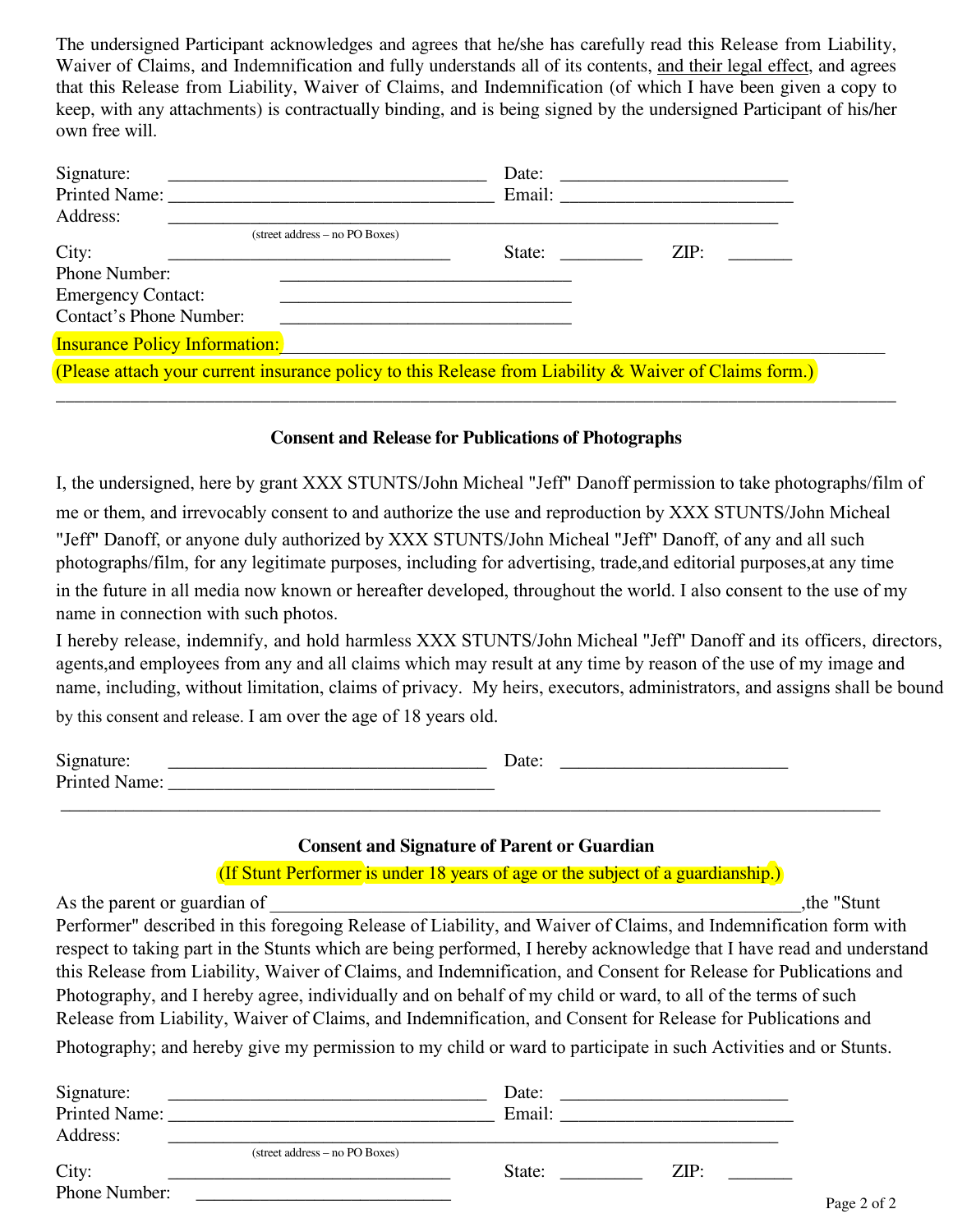The undersigned Participant acknowledges and agrees that he/she has carefully read this Release from Liability, Waiver of Claims, and Indemnification and fully understands all of its contents, and their legal effect, and agrees that this Release from Liability, Waiver of Claims, and Indemnification (of which I have been given a copy to keep, with any attachments) is contractually binding, and is being signed by the undersigned Participant of his/her own free will.

Signature: ___________________________________ Date: _________________________
Printed Name: ___________________________________ Email: _________________________
Address: ____________________________________________________________________
(street address – no PO Boxes)
City: _______________________________ State: _________ ZIP: _______
Phone Number: ________________________________
Emergency Contact: ________________________________
Contact's Phone Number: ________________________________
Insurance Policy Information: ________________________________________________________________
(Please attach your current insurance policy to this Release from Liability & Waiver of Claims form.)

---

**Consent and Release for Publications of Photographs**

I, the undersigned, here by grant XXX STUNTS/John Micheal "Jeff" Danoff permission to take photographs/film of me or them, and irrevocably consent to and authorize the use and reproduction by XXX STUNTS/John Micheal "Jeff" Danoff, or anyone duly authorized by XXX STUNTS/John Micheal "Jeff" Danoff, of any and all such photographs/film, for any legitimate purposes, including for advertising, trade,and editorial purposes,at any time in the future in all media now known or hereafter developed, throughout the world. I also consent to the use of my name in connection with such photos.

I hereby release, indemnify, and hold harmless XXX STUNTS/John Micheal "Jeff" Danoff and its officers, directors, agents,and employees from any and all claims which may result at any time by reason of the use of my image and name, including, without limitation, claims of privacy. My heirs, executors, administrators, and assigns shall be bound by this consent and release. I am over the age of 18 years old.

Signature: ___________________________________ Date: _________________________
Printed Name: ___________________________________

---

**Consent and Signature of Parent or Guardian**

(If Stunt Performer is under 18 years of age or the subject of a guardianship.)

As the parent or guardian of ____________________________________________________________,the "Stunt Performer" described in this foregoing Release of Liability, and Waiver of Claims, and Indemnification form with respect to taking part in the Stunts which are being performed, I hereby acknowledge that I have read and understand this Release from Liability, Waiver of Claims, and Indemnification, and Consent for Release for Publications and Photography, and I hereby agree, individually and on behalf of my child or ward, to all of the terms of such Release from Liability, Waiver of Claims, and Indemnification, and Consent for Release for Publications and Photography; and hereby give my permission to my child or ward to participate in such Activities and or Stunts.

Signature: ___________________________________ Date: _________________________
Printed Name: ___________________________________ Email: _________________________
Address: ____________________________________________________________________
(street address – no PO Boxes)
City: _______________________________ State: _________ ZIP: _______
Phone Number: ____________________________